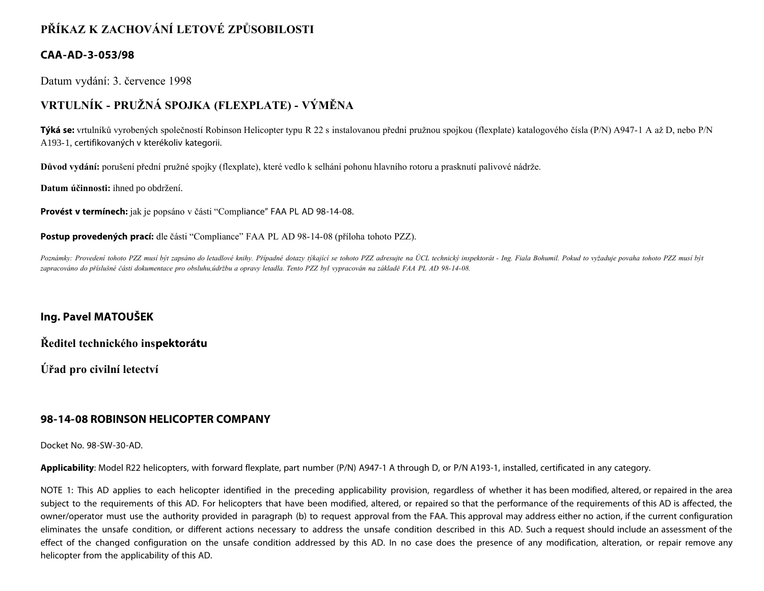# PŘÍKAZ K ZACHOVÁNÍ LETOVÉ ZPŮSOBILOSTI

## CAA-AD-3-053/98

Datum vydání: 3. července 1998

## VRTULNÍK - PRUŽNÁ SPOJKA (FLEXPLATE) - VÝMĚNA

**Týká se:** vrtulníků vyrobených společností Robinson Helicopter typu R 22 s instalovanou přední pružnou spojkou (flexplate) katalogového čísla (P/N) A947-1 A až D, nebo P/N A193-1, certifikovaných v kterékoliv kategorii.

**Důvod vydání:** porušení přední pružné spojky (flexplate), které vedlo k selhání pohonu hlavního rotoru a prasknutí palivové nádrže.

**Datum účinnosti:** ihned po obdržení.

**Provést v termínech:** jak je popsáno v části "Compliance" FAA PL AD 98-14-08.

**Postup provedených prací:** dle části "Compliance" FAA PL AD 98-14-08 (příloha tohoto PZZ).

*Poznámky: Provedení tohoto PZZ musí být zapsáno do letadlové knihy. Případné dotazy týkající se tohoto PZZ adresujte na ÚCL technický inspektorát - Ing. Fiala Bohumil. Pokud to vyžaduje povaha tohoto PZZ musí být zapracováno do příslušné části dokumentace pro obsluhu,údržbu a opravy letadla. Tento PZZ byl vypracován na základě FAA PL AD 98-14-08.*

**Ing. Pavel MATOUŠEK**

**Ředitel technického inspektorátu**

**Úřad pro civilní letectví**

## 98-14-08 ROBINSON HELICOPTER COMPANY

Docket No. 98-SW-30-AD.

**Applicability**: Model R22 helicopters, with forward flexplate, part number (P/N) A947-1 A through D, or P/N A193-1, installed, certificated in any category.

NOTE 1: This AD applies to each helicopter identified in the preceding applicability provision, regardless of whether it has been modified, altered, or repaired in the area subject to the requirements of this AD. For helicopters that have been modified, altered, or repaired so that the performance of the requirements of this AD is affected, the owner/operator must use the authority provided in paragraph (b) to request approval from the FAA. This approval may address either no action, if the current configuration eliminates the unsafe condition, or different actions necessary to address the unsafe condition described in this AD. Such a request should include an assessment of the effect of the changed configuration on the unsafe condition addressed by this AD. In no case does the presence of any modification, alteration, or repair remove any helicopter from the applicability of this AD.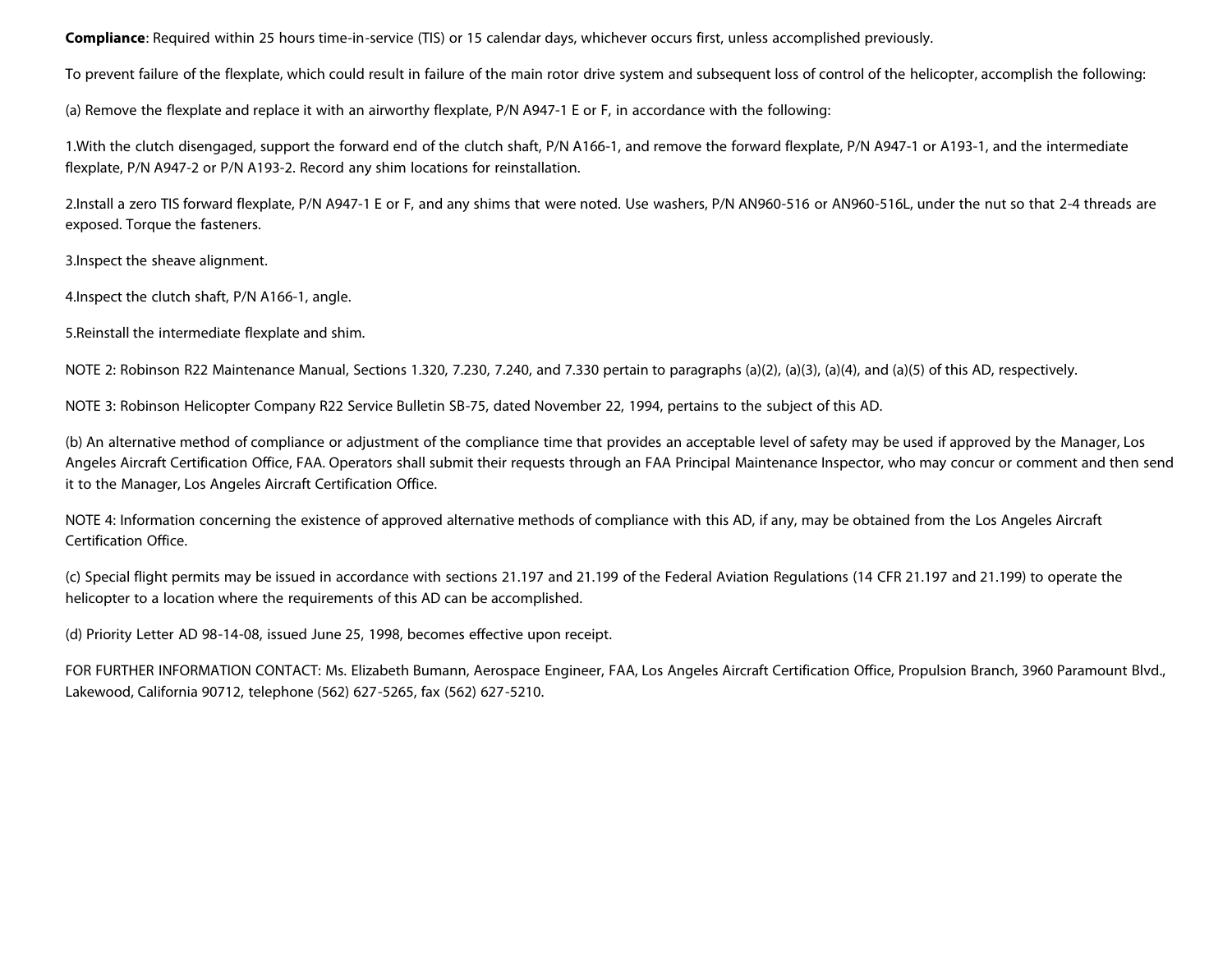**Compliance**: Required within 25 hours time-in-service (TIS) or 15 calendar days, whichever occurs first, unless accomplished previously.

To prevent failure of the flexplate, which could result in failure of the main rotor drive system and subsequent loss of control of the helicopter, accomplish the following:

(a) Remove the flexplate and replace it with an airworthy flexplate, P/N A947-1 E or F, in accordance with the following:

1.With the clutch disengaged, support the forward end of the clutch shaft, P/N A166-1, and remove the forward flexplate, P/N A947-1 or A193-1, and the intermediate flexplate, P/N A947-2 or P/N A193-2. Record any shim locations for reinstallation.

2.Install a zero TIS forward flexplate, P/N A947-1 E or F, and any shims that were noted. Use washers, P/N AN960-516 or AN960-516L, under the nut so that 2-4 threads are exposed. Torque the fasteners.

3.Inspect the sheave alignment.

4.Inspect the clutch shaft, P/N A166-1, angle.

5.Reinstall the intermediate flexplate and shim.

NOTE 2: Robinson R22 Maintenance Manual, Sections 1.320, 7.230, 7.240, and 7.330 pertain to paragraphs (a)(2), (a)(3), (a)(4), and (a)(5) of this AD, respectively.

NOTE 3: Robinson Helicopter Company R22 Service Bulletin SB-75, dated November 22, 1994, pertains to the subject of this AD.

(b) An alternative method of compliance or adjustment of the compliance time that provides an acceptable level of safety may be used if approved by the Manager, Los Angeles Aircraft Certification Office, FAA. Operators shall submit their requests through an FAA Principal Maintenance Inspector, who may concur or comment and then send it to the Manager, Los Angeles Aircraft Certification Office.

NOTE 4: Information concerning the existence of approved alternative methods of compliance with this AD, if any, may be obtained from the Los Angeles Aircraft Certification Office.

(c) Special flight permits may be issued in accordance with sections 21.197 and 21.199 of the Federal Aviation Regulations (14 CFR 21.197 and 21.199) to operate the helicopter to a location where the requirements of this AD can be accomplished.

(d) Priority Letter AD 98-14-08, issued June 25, 1998, becomes effective upon receipt.

FOR FURTHER INFORMATION CONTACT: Ms. Elizabeth Bumann, Aerospace Engineer, FAA, Los Angeles Aircraft Certification Office, Propulsion Branch, 3960 Paramount Blvd., Lakewood, California 90712, telephone (562) 627-5265, fax (562) 627-5210.